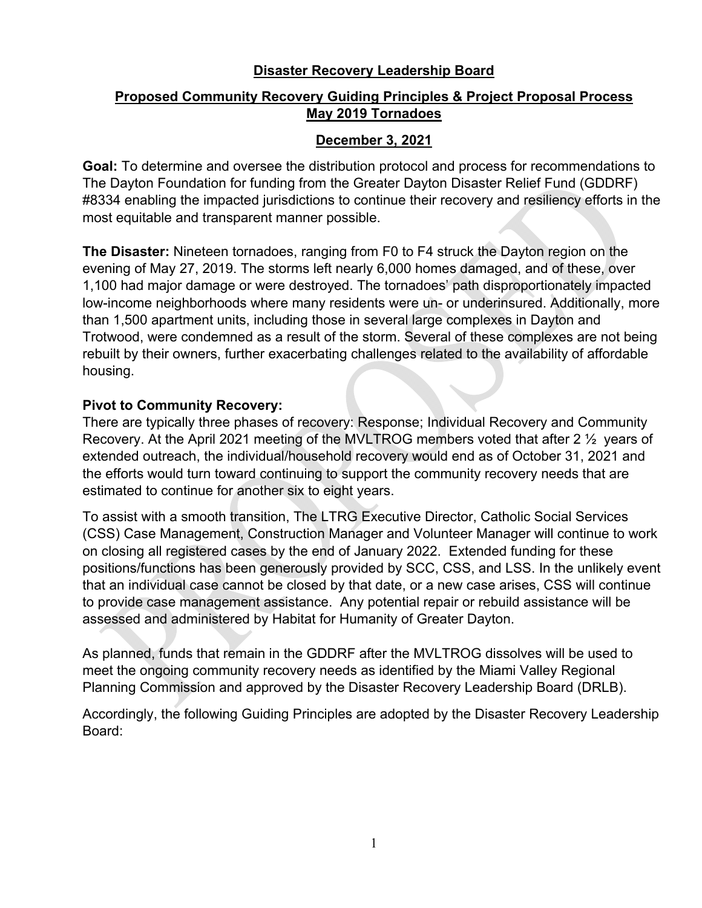# Disaster Recovery Leadership Board

## Proposed Community Recovery Guiding Principles & Project Proposal Process May 2019 Tornadoes

## December 3, 2021

**Goal:** To determine and oversee the distribution protocol and process for recommendations to The Dayton Foundation for funding from the Greater Dayton Disaster Relief Fund (GDDRF) #8334 enabling the impacted jurisdictions to continue their recovery and resiliency efforts in the most equitable and transparent manner possible.

**The Disaster:** Nineteen tornadoes, ranging from F0 to F4 struck the Dayton region on the evening of May 27, 2019. The storms left nearly 6,000 homes damaged, and of these, over 1,100 had major damage or were destroyed. The tornadoes' path disproportionately impacted low-income neighborhoods where many residents were un- or underinsured. Additionally, more than 1,500 apartment units, including those in several large complexes in Dayton and Trotwood, were condemned as a result of the storm. Several of these complexes are not being rebuilt by their owners, further exacerbating challenges related to the availability of affordable housing.

**Pivot to Community Recovery:**

There are typically three phases of recovery: Response; Individual Recovery and Community Recovery. At the April 2021 meeting of the MVLTROG members voted that after 2 ½ years of extended outreach, the individual/household recovery would end as of October 31, 2021 and the efforts would turn toward continuing to support the community recovery needs that are estimated to continue for another six to eight years.

To assist with a smooth transition, The LTRG Executive Director, Catholic Social Services (CSS) Case Management, Construction Manager and Volunteer Manager will continue to work on closing all registered cases by the end of January 2022. Extended funding for these positions/functions has been generously provided by SCC, CSS, and LSS. In the unlikely event that an individual case cannot be closed by that date, or a new case arises, CSS will continue to provide case management assistance. Any potential repair or rebuild assistance will be assessed and administered by Habitat for Humanity of Greater Dayton.

As planned, funds that remain in the GDDRF after the MVLTROG dissolves will be used to meet the ongoing community recovery needs as identified by the Miami Valley Regional Planning Commission and approved by the Disaster Recovery Leadership Board (DRLB).

Accordingly, the following Guiding Principles are adopted by the Disaster Recovery Leadership Board: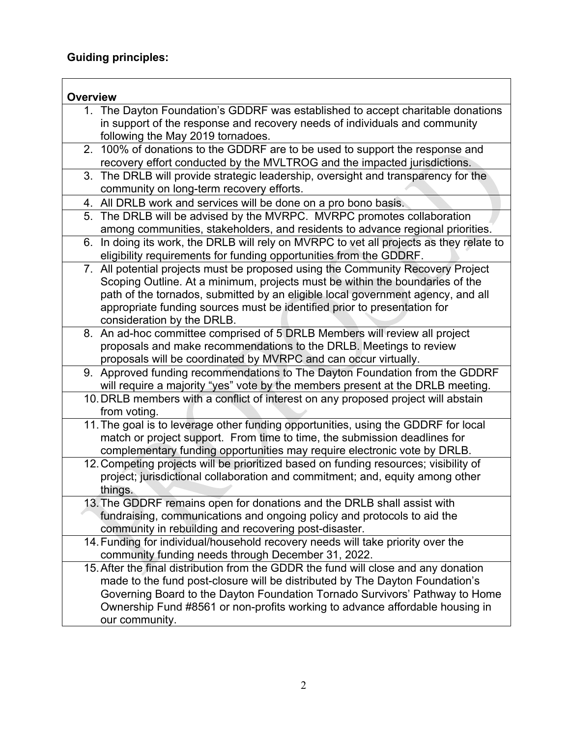**Guiding principles:**

| Overview |
|---|
| 1. The Dayton Foundation's GDDRF was established to accept charitable donations in support of the response and recovery needs of individuals and community following the May 2019 tornadoes. |
| 2. 100% of donations to the GDDRF are to be used to support the response and recovery effort conducted by the MVLTROG and the impacted jurisdictions. |
| 3. The DRLB will provide strategic leadership, oversight and transparency for the community on long-term recovery efforts. |
| 4. All DRLB work and services will be done on a pro bono basis. |
| 5. The DRLB will be advised by the MVRPC. MVRPC promotes collaboration among communities, stakeholders, and residents to advance regional priorities. |
| 6. In doing its work, the DRLB will rely on MVRPC to vet all projects as they relate to eligibility requirements for funding opportunities from the GDDRF. |
| 7. All potential projects must be proposed using the Community Recovery Project Scoping Outline. At a minimum, projects must be within the boundaries of the path of the tornados, submitted by an eligible local government agency, and all appropriate funding sources must be identified prior to presentation for consideration by the DRLB. |
| 8. An ad-hoc committee comprised of 5 DRLB Members will review all project proposals and make recommendations to the DRLB. Meetings to review proposals will be coordinated by MVRPC and can occur virtually. |
| 9. Approved funding recommendations to The Dayton Foundation from the GDDRF will require a majority "yes" vote by the members present at the DRLB meeting. |
| 10. DRLB members with a conflict of interest on any proposed project will abstain from voting. |
| 11. The goal is to leverage other funding opportunities, using the GDDRF for local match or project support. From time to time, the submission deadlines for complementary funding opportunities may require electronic vote by DRLB. |
| 12. Competing projects will be prioritized based on funding resources; visibility of project; jurisdictional collaboration and commitment; and, equity among other things. |
| 13. The GDDRF remains open for donations and the DRLB shall assist with fundraising, communications and ongoing policy and protocols to aid the community in rebuilding and recovering post-disaster. |
| 14. Funding for individual/household recovery needs will take priority over the community funding needs through December 31, 2022. |
| 15. After the final distribution from the GDDR the fund will close and any donation made to the fund post-closure will be distributed by The Dayton Foundation's Governing Board to the Dayton Foundation Tornado Survivors' Pathway to Home Ownership Fund #8561 or non-profits working to advance affordable housing in our community. |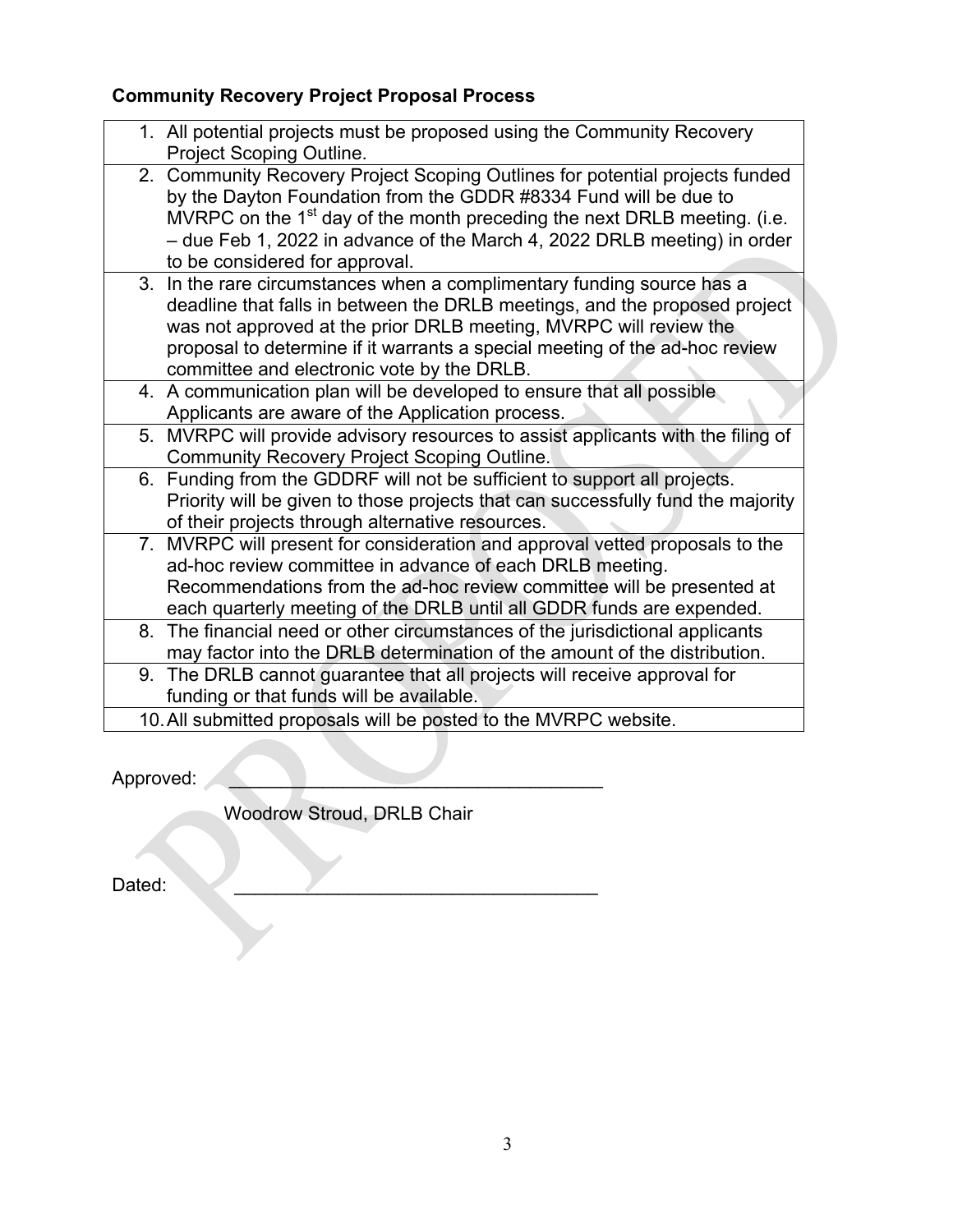**Community Recovery Project Proposal Process**

1. All potential projects must be proposed using the Community Recovery Project Scoping Outline.
2. Community Recovery Project Scoping Outlines for potential projects funded by the Dayton Foundation from the GDDR #8334 Fund will be due to MVRPC on the 1st day of the month preceding the next DRLB meeting. (i.e. – due Feb 1, 2022 in advance of the March 4, 2022 DRLB meeting) in order to be considered for approval.
3. In the rare circumstances when a complimentary funding source has a deadline that falls in between the DRLB meetings, and the proposed project was not approved at the prior DRLB meeting, MVRPC will review the proposal to determine if it warrants a special meeting of the ad-hoc review committee and electronic vote by the DRLB.
4. A communication plan will be developed to ensure that all possible Applicants are aware of the Application process.
5. MVRPC will provide advisory resources to assist applicants with the filing of Community Recovery Project Scoping Outline.
6. Funding from the GDDRF will not be sufficient to support all projects. Priority will be given to those projects that can successfully fund the majority of their projects through alternative resources.
7. MVRPC will present for consideration and approval vetted proposals to the ad-hoc review committee in advance of each DRLB meeting. Recommendations from the ad-hoc review committee will be presented at each quarterly meeting of the DRLB until all GDDR funds are expended.
8. The financial need or other circumstances of the jurisdictional applicants may factor into the DRLB determination of the amount of the distribution.
9. The DRLB cannot guarantee that all projects will receive approval for funding or that funds will be available.
10. All submitted proposals will be posted to the MVRPC website.

Approved: ___________________________________

Woodrow Stroud, DRLB Chair

Dated: ___________________________________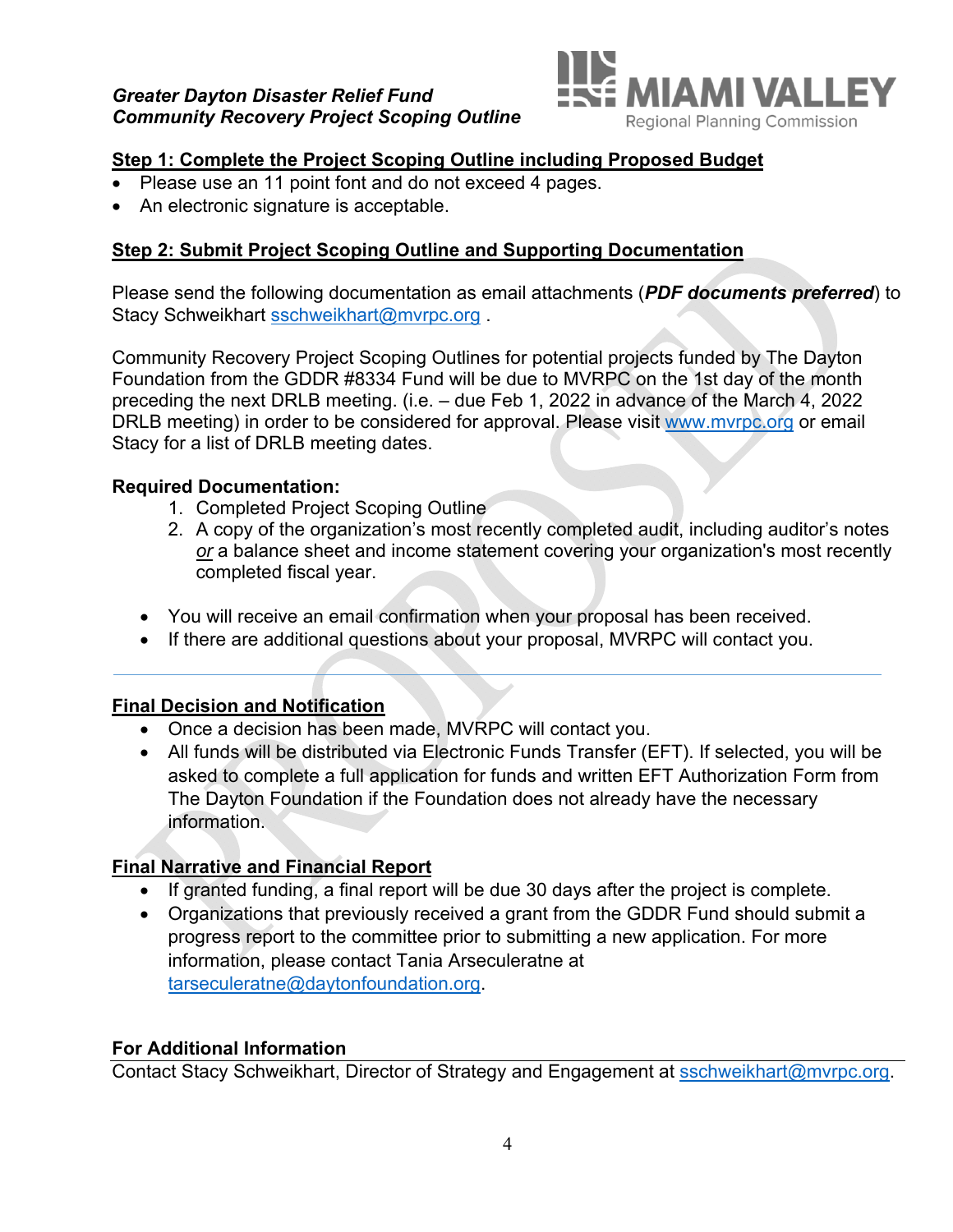*Greater Dayton Disaster Relief Fund*
*Community Recovery Project Scoping Outline*

MIAMI VALLEY Regional Planning Commission

## Step 1: Complete the Project Scoping Outline including Proposed Budget

- Please use an 11 point font and do not exceed 4 pages.
- An electronic signature is acceptable.

## Step 2: Submit Project Scoping Outline and Supporting Documentation

Please send the following documentation as email attachments (***PDF documents preferred***) to Stacy Schweikhart sschweikhart@mvrpc.org .

Community Recovery Project Scoping Outlines for potential projects funded by The Dayton Foundation from the GDDR #8334 Fund will be due to MVRPC on the 1st day of the month preceding the next DRLB meeting. (i.e. – due Feb 1, 2022 in advance of the March 4, 2022 DRLB meeting) in order to be considered for approval. Please visit www.mvrpc.org or email Stacy for a list of DRLB meeting dates.

**Required Documentation:**

1. Completed Project Scoping Outline
2. A copy of the organization's most recently completed audit, including auditor's notes *or* a balance sheet and income statement covering your organization's most recently completed fiscal year.

- You will receive an email confirmation when your proposal has been received.
- If there are additional questions about your proposal, MVRPC will contact you.

---

## Final Decision and Notification

- Once a decision has been made, MVRPC will contact you.
- All funds will be distributed via Electronic Funds Transfer (EFT). If selected, you will be asked to complete a full application for funds and written EFT Authorization Form from The Dayton Foundation if the Foundation does not already have the necessary information.

## Final Narrative and Financial Report

- If granted funding, a final report will be due 30 days after the project is complete.
- Organizations that previously received a grant from the GDDR Fund should submit a progress report to the committee prior to submitting a new application. For more information, please contact Tania Arseculeratne at tarseculeratne@daytonfoundation.org.

## For Additional Information

Contact Stacy Schweikhart, Director of Strategy and Engagement at sschweikhart@mvrpc.org.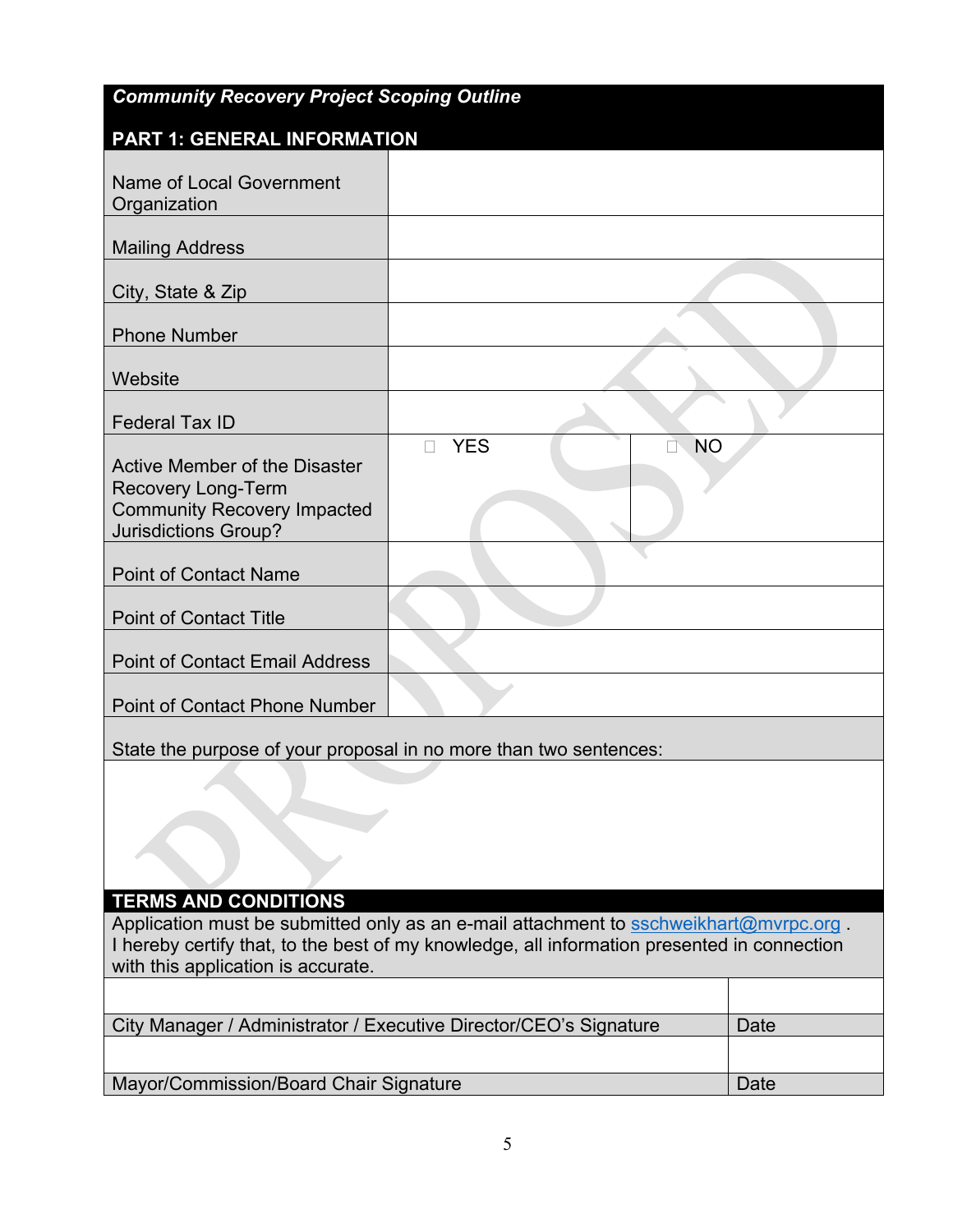## *Community Recovery Project Scoping Outline*

## PART 1: GENERAL INFORMATION

| Field | | |
|---|---|---|
| Name of Local Government Organization | | |
| Mailing Address | | |
| City, State & Zip | | |
| Phone Number | | |
| Website | | |
| Federal Tax ID | | |
| Active Member of the Disaster Recovery Long-Term Community Recovery Impacted Jurisdictions Group? | ☐ YES | ☐ NO |
| Point of Contact Name | | |
| Point of Contact Title | | |
| Point of Contact Email Address | | |
| Point of Contact Phone Number | | |

State the purpose of your proposal in no more than two sentences:

&nbsp;

## TERMS AND CONDITIONS

Application must be submitted only as an e-mail attachment to sschweikhart@mvrpc.org .
I hereby certify that, to the best of my knowledge, all information presented in connection with this application is accurate.

| | |
|---|---|
| | |
| City Manager / Administrator / Executive Director/CEO's Signature | Date |
| | |
| Mayor/Commission/Board Chair Signature | Date |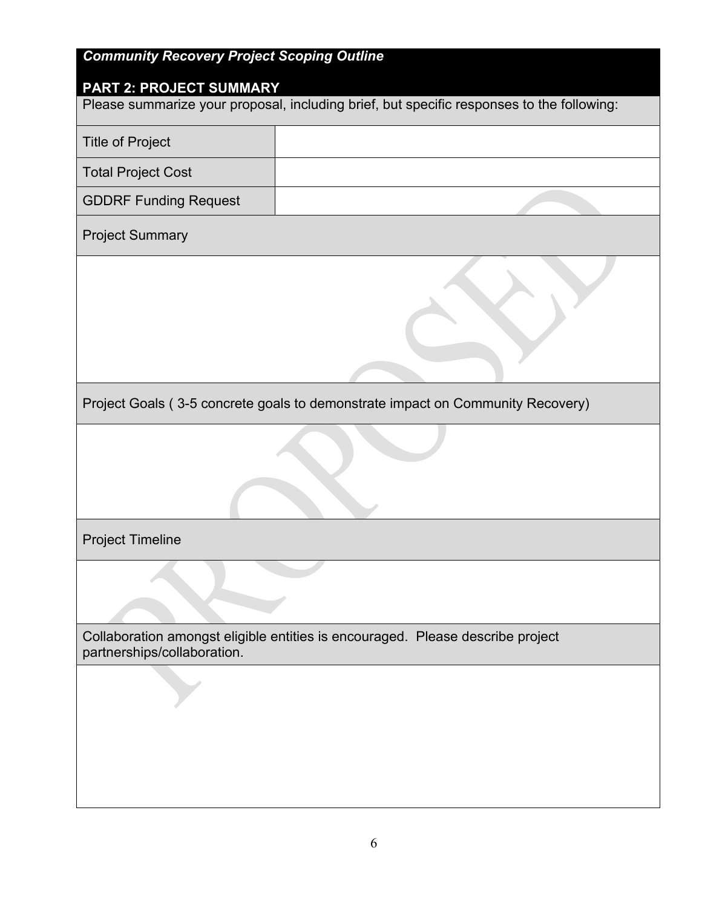***Community Recovery Project Scoping Outline***

## PART 2: PROJECT SUMMARY

Please summarize your proposal, including brief, but specific responses to the following:

| Title of Project | |
|---|---|
| Total Project Cost | |
| GDDRF Funding Request | |

Project Summary

Project Goals ( 3-5 concrete goals to demonstrate impact on Community Recovery)

Project Timeline

Collaboration amongst eligible entities is encouraged. Please describe project partnerships/collaboration.

PROPOSED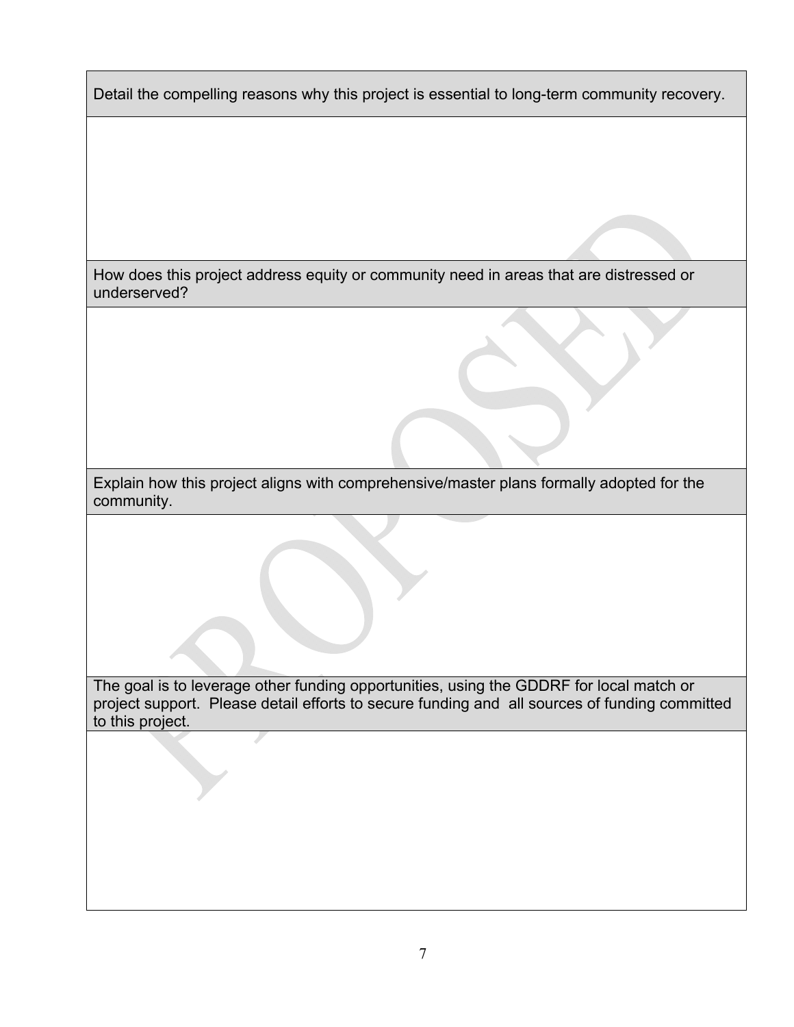| Detail the compelling reasons why this project is essential to long-term community recovery. |
| --- |
| |
| How does this project address equity or community need in areas that are distressed or underserved? |
| |
| Explain how this project aligns with comprehensive/master plans formally adopted for the community. |
| |
| The goal is to leverage other funding opportunities, using the GDDRF for local match or project support. Please detail efforts to secure funding and all sources of funding committed to this project. |
| |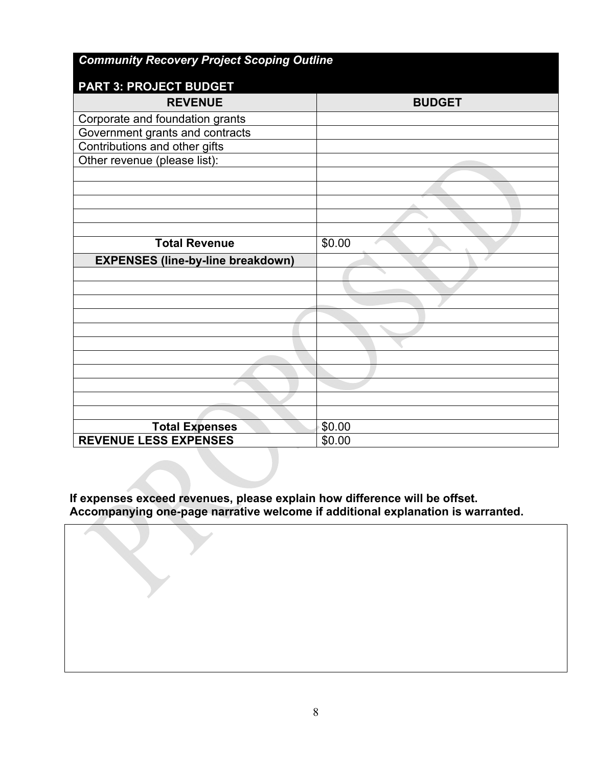*Community Recovery Project Scoping Outline*

**PART 3: PROJECT BUDGET**

| REVENUE | BUDGET |
|---|---|
| Corporate and foundation grants | |
| Government grants and contracts | |
| Contributions and other gifts | |
| Other revenue (please list): | |
| | |
| | |
| | |
| | |
| | |
| **Total Revenue** | $0.00 |
| **EXPENSES (line-by-line breakdown)** | |
| | |
| | |
| | |
| | |
| | |
| | |
| | |
| | |
| | |
| | |
| | |
| **Total Expenses** | $0.00 |
| **REVENUE LESS EXPENSES** | $0.00 |

**If expenses exceed revenues, please explain how difference will be offset. Accompanying one-page narrative welcome if additional explanation is warranted.**

PROPOSED